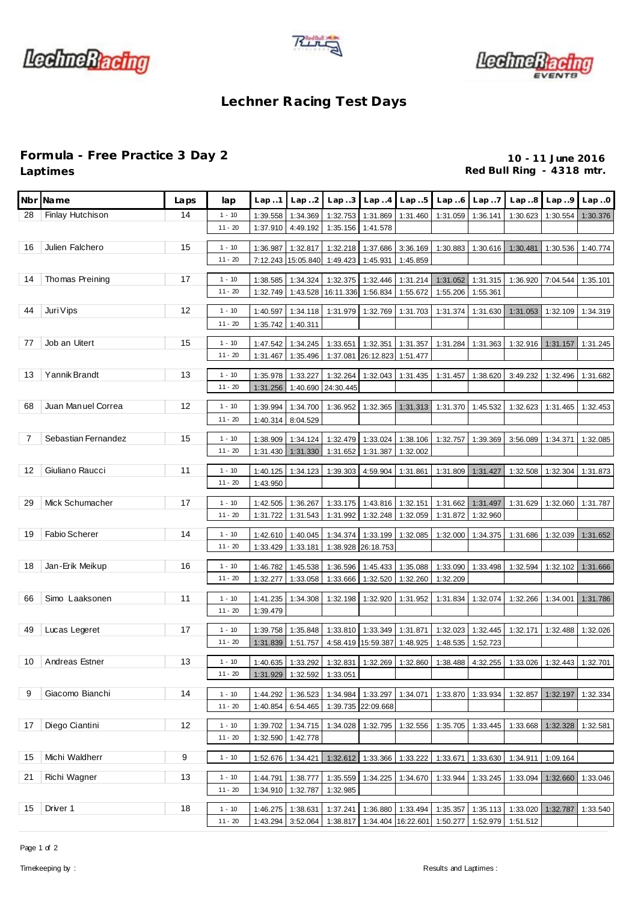# Lechner Racing Test Days

## Formula - Free Practice 3 Day 2

**Laptimes**

**10 - 11 June 2016**
**Red Bull Ring - 4318 mtr.**

| Nbr | Name | Laps | lap | Lap..1 | Lap..2 | Lap..3 | Lap..4 | Lap..5 | Lap..6 | Lap..7 | Lap..8 | Lap..9 | Lap..0 |
|---|---|---|---|---|---|---|---|---|---|---|---|---|---|
| 28 | Finlay Hutchison | 14 | 1 - 10 | 1:39.558 | 1:34.369 | 1:32.753 | 1:31.869 | 1:31.460 | 1:31.059 | 1:36.141 | 1:30.623 | 1:30.554 | 1:30.376 |
| | | | 11 - 20 | 1:37.910 | 4:49.192 | 1:35.156 | 1:41.578 | | | | | | |
| 16 | Julien Falchero | 15 | 1 - 10 | 1:36.987 | 1:32.817 | 1:32.218 | 1:37.686 | 3:36.169 | 1:30.883 | 1:30.616 | 1:30.481 | 1:30.536 | 1:40.774 |
| | | | 11 - 20 | 7:12.243 | 15:05.840 | 1:49.423 | 1:45.931 | 1:45.859 | | | | | |
| 14 | Thomas Preining | 17 | 1 - 10 | 1:38.585 | 1:34.324 | 1:32.375 | 1:32.446 | 1:31.214 | 1:31.052 | 1:31.315 | 1:36.920 | 7:04.544 | 1:35.101 |
| | | | 11 - 20 | 1:32.749 | 1:43.528 | 16:11.336 | 1:56.834 | 1:55.672 | 1:55.206 | 1:55.361 | | | |
| 44 | Juri Vips | 12 | 1 - 10 | 1:40.597 | 1:34.118 | 1:31.979 | 1:32.769 | 1:31.703 | 1:31.374 | 1:31.630 | 1:31.053 | 1:32.109 | 1:34.319 |
| | | | 11 - 20 | 1:35.742 | 1:40.311 | | | | | | | | |
| 77 | Job an Uitert | 15 | 1 - 10 | 1:47.542 | 1:34.245 | 1:33.651 | 1:32.351 | 1:31.357 | 1:31.284 | 1:31.363 | 1:32.916 | 1:31.157 | 1:31.245 |
| | | | 11 - 20 | 1:31.467 | 1:35.496 | 1:37.081 | 26:12.823 | 1:51.477 | | | | | |
| 13 | Yannik Brandt | 13 | 1 - 10 | 1:35.978 | 1:33.227 | 1:32.264 | 1:32.043 | 1:31.435 | 1:31.457 | 1:38.620 | 3:49.232 | 1:32.496 | 1:31.682 |
| | | | 11 - 20 | 1:31.256 | 1:40.690 | 24:30.445 | | | | | | | |
| 68 | Juan Manuel Correa | 12 | 1 - 10 | 1:39.994 | 1:34.700 | 1:36.952 | 1:32.365 | 1:31.313 | 1:31.370 | 1:45.532 | 1:32.623 | 1:31.465 | 1:32.453 |
| | | | 11 - 20 | 1:40.314 | 8:04.529 | | | | | | | | |
| 7 | Sebastian Fernandez | 15 | 1 - 10 | 1:38.909 | 1:34.124 | 1:32.479 | 1:33.024 | 1:38.106 | 1:32.757 | 1:39.369 | 3:56.089 | 1:34.371 | 1:32.085 |
| | | | 11 - 20 | 1:31.430 | 1:31.330 | 1:31.652 | 1:31.387 | 1:32.002 | | | | | |
| 12 | Giuliano Raucci | 11 | 1 - 10 | 1:40.125 | 1:34.123 | 1:39.303 | 4:59.904 | 1:31.861 | 1:31.809 | 1:31.427 | 1:32.508 | 1:32.304 | 1:31.873 |
| | | | 11 - 20 | 1:43.950 | | | | | | | | | |
| 29 | Mick Schumacher | 17 | 1 - 10 | 1:42.505 | 1:36.267 | 1:33.175 | 1:43.816 | 1:32.151 | 1:31.662 | 1:31.497 | 1:31.629 | 1:32.060 | 1:31.787 |
| | | | 11 - 20 | 1:31.722 | 1:31.543 | 1:31.992 | 1:32.248 | 1:32.059 | 1:31.872 | 1:32.960 | | | |
| 19 | Fabio Scherer | 14 | 1 - 10 | 1:42.610 | 1:40.045 | 1:34.374 | 1:33.199 | 1:32.085 | 1:32.000 | 1:34.375 | 1:31.686 | 1:32.039 | 1:31.652 |
| | | | 11 - 20 | 1:33.429 | 1:33.181 | 1:38.928 | 26:18.753 | | | | | | |
| 18 | Jan-Erik Meikup | 16 | 1 - 10 | 1:46.782 | 1:45.538 | 1:36.596 | 1:45.433 | 1:35.088 | 1:33.090 | 1:33.498 | 1:32.594 | 1:32.102 | 1:31.666 |
| | | | 11 - 20 | 1:32.277 | 1:33.058 | 1:33.666 | 1:32.520 | 1:32.260 | 1:32.209 | | | | |
| 66 | Simo Laaksonen | 11 | 1 - 10 | 1:41.235 | 1:34.308 | 1:32.198 | 1:32.920 | 1:31.952 | 1:31.834 | 1:32.074 | 1:32.266 | 1:34.001 | 1:31.786 |
| | | | 11 - 20 | 1:39.479 | | | | | | | | | |
| 49 | Lucas Legeret | 17 | 1 - 10 | 1:39.758 | 1:35.848 | 1:33.810 | 1:33.349 | 1:31.871 | 1:32.023 | 1:32.445 | 1:32.171 | 1:32.488 | 1:32.026 |
| | | | 11 - 20 | 1:31.839 | 1:51.757 | 4:58.419 | 15:59.387 | 1:48.925 | 1:48.535 | 1:52.723 | | | |
| 10 | Andreas Estner | 13 | 1 - 10 | 1:40.635 | 1:33.292 | 1:32.831 | 1:32.269 | 1:32.860 | 1:38.488 | 4:32.255 | 1:33.026 | 1:32.443 | 1:32.701 |
| | | | 11 - 20 | 1:31.929 | 1:32.592 | 1:33.051 | | | | | | | |
| 9 | Giacomo Bianchi | 14 | 1 - 10 | 1:44.292 | 1:36.523 | 1:34.984 | 1:33.297 | 1:34.071 | 1:33.870 | 1:33.934 | 1:32.857 | 1:32.197 | 1:32.334 |
| | | | 11 - 20 | 1:40.854 | 6:54.465 | 1:39.735 | 22:09.668 | | | | | | |
| 17 | Diego Ciantini | 12 | 1 - 10 | 1:39.702 | 1:34.715 | 1:34.028 | 1:32.795 | 1:32.556 | 1:35.705 | 1:33.445 | 1:33.668 | 1:32.328 | 1:32.581 |
| | | | 11 - 20 | 1:32.590 | 1:42.778 | | | | | | | | |
| 15 | Michi Waldherr | 9 | 1 - 10 | 1:52.676 | 1:34.421 | 1:32.612 | 1:33.366 | 1:33.222 | 1:33.671 | 1:33.630 | 1:34.911 | 1:09.164 | |
| 21 | Richi Wagner | 13 | 1 - 10 | 1:44.791 | 1:38.777 | 1:35.559 | 1:34.225 | 1:34.670 | 1:33.944 | 1:33.245 | 1:33.094 | 1:32.660 | 1:33.046 |
| | | | 11 - 20 | 1:34.910 | 1:32.787 | 1:32.985 | | | | | | | |
| 15 | Driver 1 | 18 | 1 - 10 | 1:46.275 | 1:38.631 | 1:37.241 | 1:36.880 | 1:33.494 | 1:35.357 | 1:35.113 | 1:33.020 | 1:32.787 | 1:33.540 |
| | | | 11 - 20 | 1:43.294 | 3:52.064 | 1:38.817 | 1:34.404 | 16:22.601 | 1:50.277 | 1:52.979 | 1:51.512 | | |

Timekeeping by :

Results and Laptimes :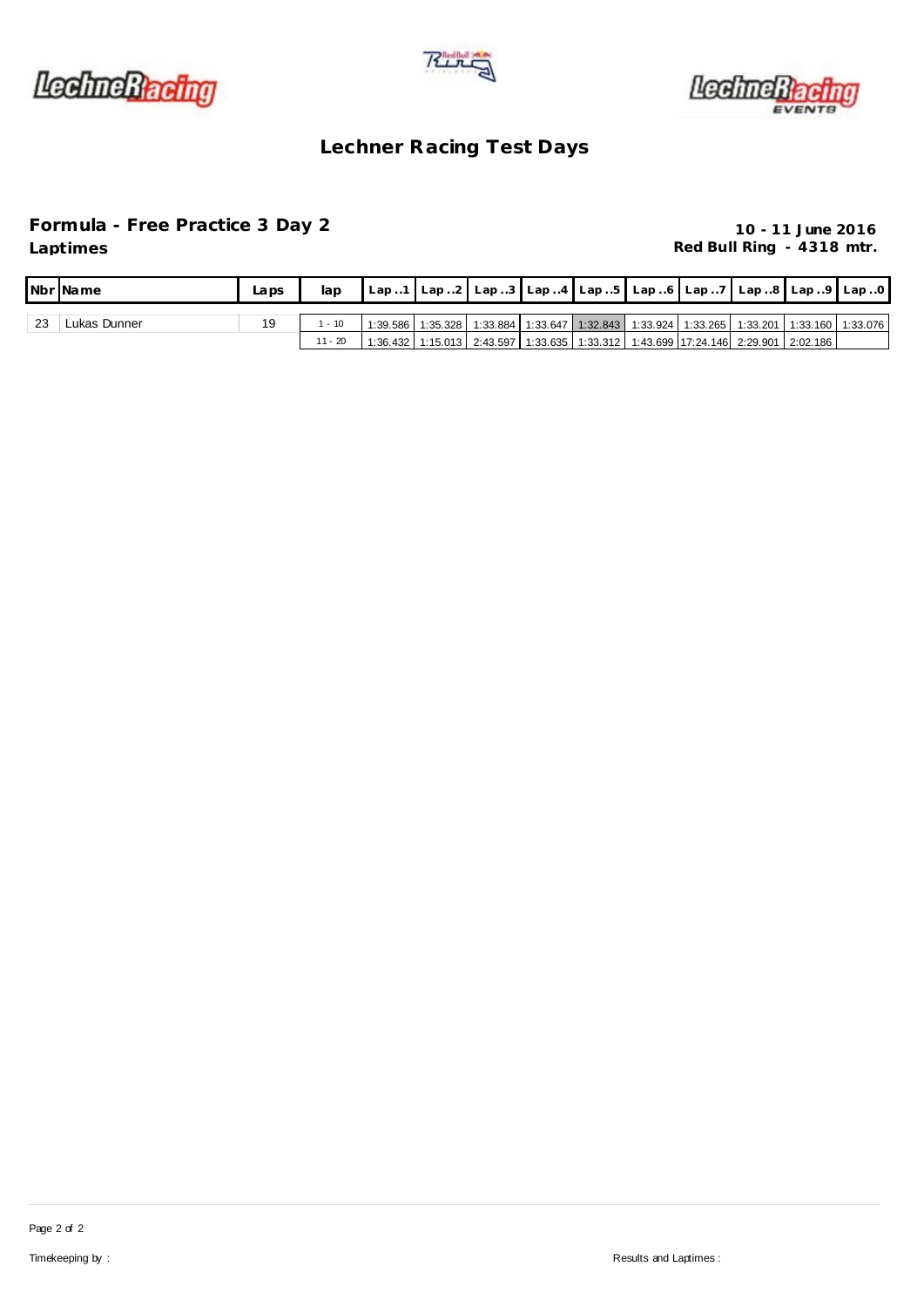# Lechner Racing Test Days

## Formula - Free Practice 3 Day 2

**Laptimes**

**10 - 11 June 2016**
**Red Bull Ring - 4318 mtr.**

| Nbr | Name | Laps | lap | Lap ..1 | Lap ..2 | Lap ..3 | Lap ..4 | Lap ..5 | Lap ..6 | Lap ..7 | Lap ..8 | Lap ..9 | Lap ..0 |
|---|---|---|---|---|---|---|---|---|---|---|---|---|---|
| 23 | Lukas Dunner | 19 | 1 - 10 | 1:39.586 | 1:35.328 | 1:33.884 | 1:33.647 | 1:32.843 | 1:33.924 | 1:33.265 | 1:33.201 | 1:33.160 | 1:33.076 |
| | | | 11 - 20 | 1:36.432 | 1:15.013 | 2:43.597 | 1:33.635 | 1:33.312 | 1:43.699 | 17:24.146 | 2:29.901 | 2:02.186 | |

Timekeeping by :

Results and Laptimes :